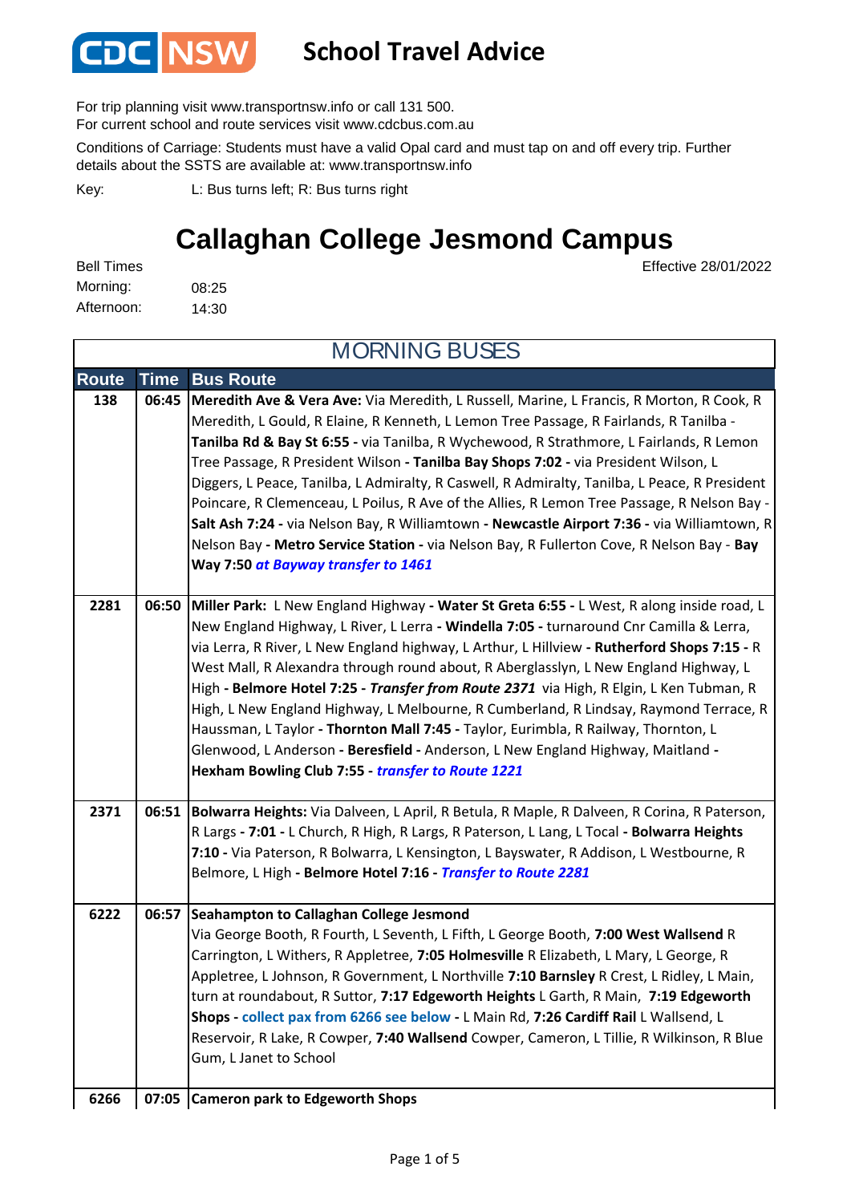# School Travel Advice

For trip planning visit www.transportnsw.info or call 131 500.
For current school and route services visit www.cdcbus.com.au

Conditions of Carriage: Students must have a valid Opal card and must tap on and off every trip. Further details about the SSTS are available at: www.transportnsw.info

Key: L: Bus turns left; R: Bus turns right

## Callaghan College Jesmond Campus

Effective 28/01/2022

Bell Times
Morning: 08:25
Afternoon: 14:30

### MORNING BUSES

| Route | Time | Bus Route |
|---|---|---|
| 138 | 06:45 | **Meredith Ave & Vera Ave:** Via Meredith, L Russell, Marine, L Francis, R Morton, R Cook, R Meredith, L Gould, R Elaine, R Kenneth, L Lemon Tree Passage, R Fairlands, R Tanilba - **Tanilba Rd & Bay St 6:55 -** via Tanilba, R Wychewood, R Strathmore, L Fairlands, R Lemon Tree Passage, R President Wilson **- Tanilba Bay Shops 7:02 -** via President Wilson, L Diggers, L Peace, Tanilba, L Admiralty, R Caswell, R Admiralty, Tanilba, L Peace, R President Poincare, R Clemenceau, L Poilus, R Ave of the Allies, R Lemon Tree Passage, R Nelson Bay - **Salt Ash 7:24 -** via Nelson Bay, R Williamtown **- Newcastle Airport 7:36 -** via Williamtown, R Nelson Bay **- Metro Service Station -** via Nelson Bay, R Fullerton Cove, R Nelson Bay - **Bay Way 7:50** ***at Bayway transfer to 1461*** |
| 2281 | 06:50 | **Miller Park:** L New England Highway **- Water St Greta 6:55 -** L West, R along inside road, L New England Highway, L River, L Lerra **- Windella 7:05 -** turnaround Cnr Camilla & Lerra, via Lerra, R River, L New England highway, L Arthur, L Hillview **- Rutherford Shops 7:15 -** R West Mall, R Alexandra through round about, R Aberglasslyn, L New England Highway, L High **- Belmore Hotel 7:25 -** ***Transfer from Route 2371*** via High, R Elgin, L Ken Tubman, R High, L New England Highway, L Melbourne, R Cumberland, R Lindsay, Raymond Terrace, R Haussman, L Taylor **- Thornton Mall 7:45 -** Taylor, Eurimbla, R Railway, Thornton, L Glenwood, L Anderson **- Beresfield -** Anderson, L New England Highway, Maitland **- Hexham Bowling Club 7:55 -** ***transfer to Route 1221*** |
| 2371 | 06:51 | **Bolwarra Heights:** Via Dalveen, L April, R Betula, R Maple, R Dalveen, R Corina, R Paterson, R Largs **- 7:01 -** L Church, R High, R Largs, R Paterson, L Lang, L Tocal **- Bolwarra Heights 7:10 -** Via Paterson, R Bolwarra, L Kensington, L Bayswater, R Addison, L Westbourne, R Belmore, L High **- Belmore Hotel 7:16 -** ***Transfer to Route 2281*** |
| 6222 | 06:57 | **Seahampton to Callaghan College Jesmond** Via George Booth, R Fourth, L Seventh, L Fifth, L George Booth, **7:00 West Wallsend** R Carrington, L Withers, R Appletree, **7:05 Holmesville** R Elizabeth, L Mary, L George, R Appletree, L Johnson, R Government, L Northville **7:10 Barnsley** R Crest, L Ridley, L Main, turn at roundabout, R Suttor, **7:17 Edgeworth Heights** L Garth, R Main, **7:19 Edgeworth Shops -** collect pax from 6266 see below **-** L Main Rd, **7:26 Cardiff Rail** L Wallsend, L Reservoir, R Lake, R Cowper, **7:40 Wallsend** Cowper, Cameron, L Tillie, R Wilkinson, R Blue Gum, L Janet to School |
| 6266 | 07:05 | **Cameron park to Edgeworth Shops** |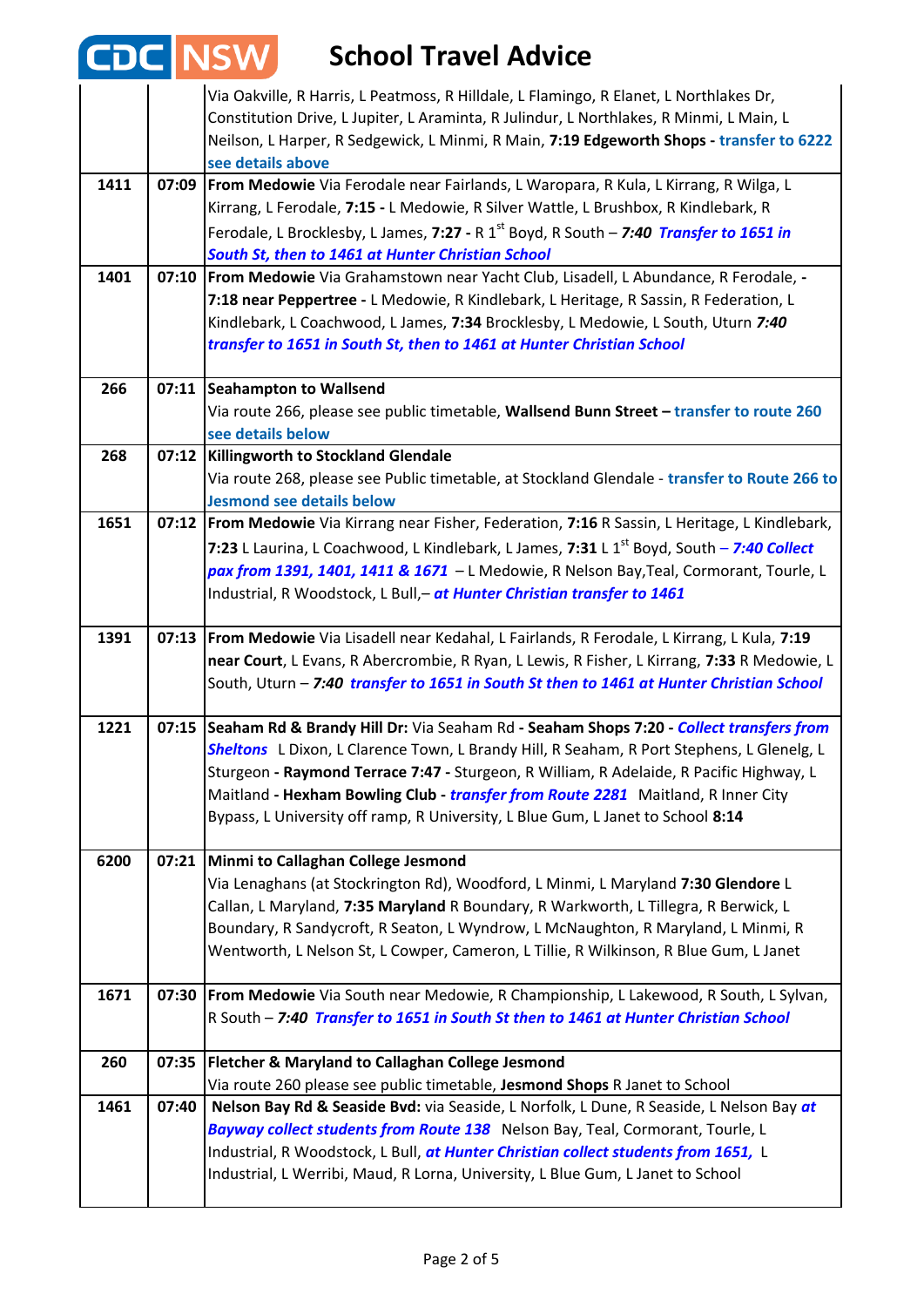# School Travel Advice

| | | |
|---|---|---|
| | | Via Oakville, R Harris, L Peatmoss, R Hilldale, L Flamingo, R Elanet, L Northlakes Dr, Constitution Drive, L Jupiter, L Araminta, R Julindur, L Northlakes, R Minmi, L Main, L Neilson, L Harper, R Sedgewick, L Minmi, R Main, **7:19 Edgeworth Shops -** transfer to 6222 see details above |
| **1411** | **07:09** | **From Medowie** Via Ferodale near Fairlands, L Waropara, R Kula, L Kirrang, R Wilga, L Kirrang, L Ferodale, **7:15 -** L Medowie, R Silver Wattle, L Brushbox, R Kindlebark, R Ferodale, L Brocklesby, L James, **7:27 -** R 1st Boyd, R South – ***7:40*** ***Transfer to 1651 in South St, then to 1461 at Hunter Christian School*** |
| **1401** | **07:10** | **From Medowie** Via Grahamstown near Yacht Club, Lisadell, L Abundance, R Ferodale, **- 7:18 near Peppertree -** L Medowie, R Kindlebark, L Heritage, R Sassin, R Federation, L Kindlebark, L Coachwood, L James, **7:34** Brocklesby, L Medowie, L South, Uturn ***7:40*** ***transfer to 1651 in South St, then to 1461 at Hunter Christian School*** |
| **266** | **07:11** | **Seahampton to Wallsend**<br>Via route 266, please see public timetable, **Wallsend Bunn Street –** transfer to route 260 see details below |
| **268** | **07:12** | **Killingworth to Stockland Glendale**<br>Via route 268, please see Public timetable, at Stockland Glendale - transfer to Route 266 to Jesmond see details below |
| **1651** | **07:12** | **From Medowie** Via Kirrang near Fisher, Federation, **7:16** R Sassin, L Heritage, L Kindlebark, **7:23** L Laurina, L Coachwood, L Kindlebark, L James, **7:31** L 1st Boyd, South – ***7:40 Collect pax from 1391, 1401, 1411 & 1671*** – L Medowie, R Nelson Bay,Teal, Cormorant, Tourle, L Industrial, R Woodstock, L Bull,– ***at Hunter Christian transfer to 1461*** |
| **1391** | **07:13** | **From Medowie** Via Lisadell near Kedahal, L Fairlands, R Ferodale, L Kirrang, L Kula, **7:19 near Court**, L Evans, R Abercrombie, R Ryan, L Lewis, R Fisher, L Kirrang, **7:33** R Medowie, L South, Uturn – ***7:40*** ***transfer to 1651 in South St then to 1461 at Hunter Christian School*** |
| **1221** | **07:15** | **Seaham Rd & Brandy Hill Dr:** Via Seaham Rd **- Seaham Shops 7:20 -** ***Collect transfers from Sheltons*** L Dixon, L Clarence Town, L Brandy Hill, R Seaham, R Port Stephens, L Glenelg, L Sturgeon **- Raymond Terrace 7:47 -** Sturgeon, R William, R Adelaide, R Pacific Highway, L Maitland **- Hexham Bowling Club -** ***transfer from Route 2281*** Maitland, R Inner City Bypass, L University off ramp, R University, L Blue Gum, L Janet to School **8:14** |
| **6200** | **07:21** | **Minmi to Callaghan College Jesmond**<br>Via Lenaghans (at Stockrington Rd), Woodford, L Minmi, L Maryland **7:30 Glendore** L Callan, L Maryland, **7:35 Maryland** R Boundary, R Warkworth, L Tillegra, R Berwick, L Boundary, R Sandycroft, R Seaton, L Wyndrow, L McNaughton, R Maryland, L Minmi, R Wentworth, L Nelson St, L Cowper, Cameron, L Tillie, R Wilkinson, R Blue Gum, L Janet |
| **1671** | **07:30** | **From Medowie** Via South near Medowie, R Championship, L Lakewood, R South, L Sylvan, R South – ***7:40*** ***Transfer to 1651 in South St then to 1461 at Hunter Christian School*** |
| **260** | **07:35** | **Fletcher & Maryland to Callaghan College Jesmond**<br>Via route 260 please see public timetable, **Jesmond Shops** R Janet to School |
| **1461** | **07:40** | **Nelson Bay Rd & Seaside Bvd:** via Seaside, L Norfolk, L Dune, R Seaside, L Nelson Bay ***at Bayway collect students from Route 138*** Nelson Bay, Teal, Cormorant, Tourle, L Industrial, R Woodstock, L Bull, ***at Hunter Christian collect students from 1651,*** L Industrial, L Werribi, Maud, R Lorna, University, L Blue Gum, L Janet to School |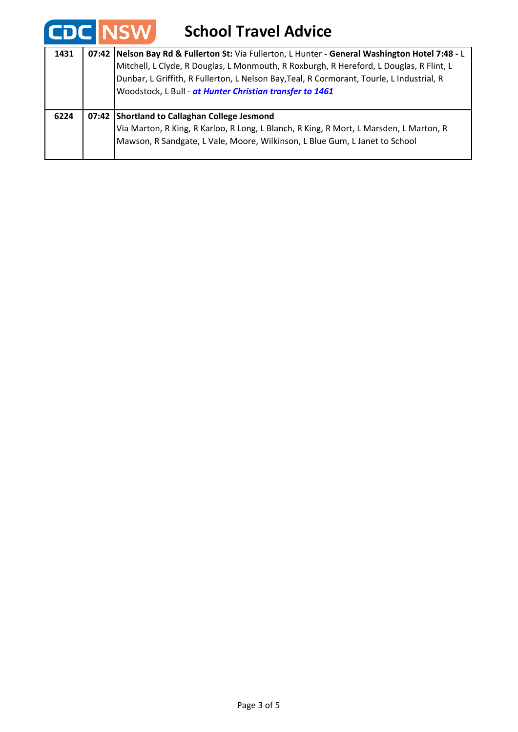# CDC NSW School Travel Advice

| | | |
|---|---|---|
| **1431** | **07:42** | **Nelson Bay Rd & Fullerton St:** Via Fullerton, L Hunter **- General Washington Hotel 7:48 -** L Mitchell, L Clyde, R Douglas, L Monmouth, R Roxburgh, R Hereford, L Douglas, R Flint, L Dunbar, L Griffith, R Fullerton, L Nelson Bay,Teal, R Cormorant, Tourle, L Industrial, R Woodstock, L Bull - ***at Hunter Christian transfer to 1461*** |
| **6224** | **07:42** | **Shortland to Callaghan College Jesmond** Via Marton, R King, R Karloo, R Long, L Blanch, R King, R Mort, L Marsden, L Marton, R Mawson, R Sandgate, L Vale, Moore, Wilkinson, L Blue Gum, L Janet to School |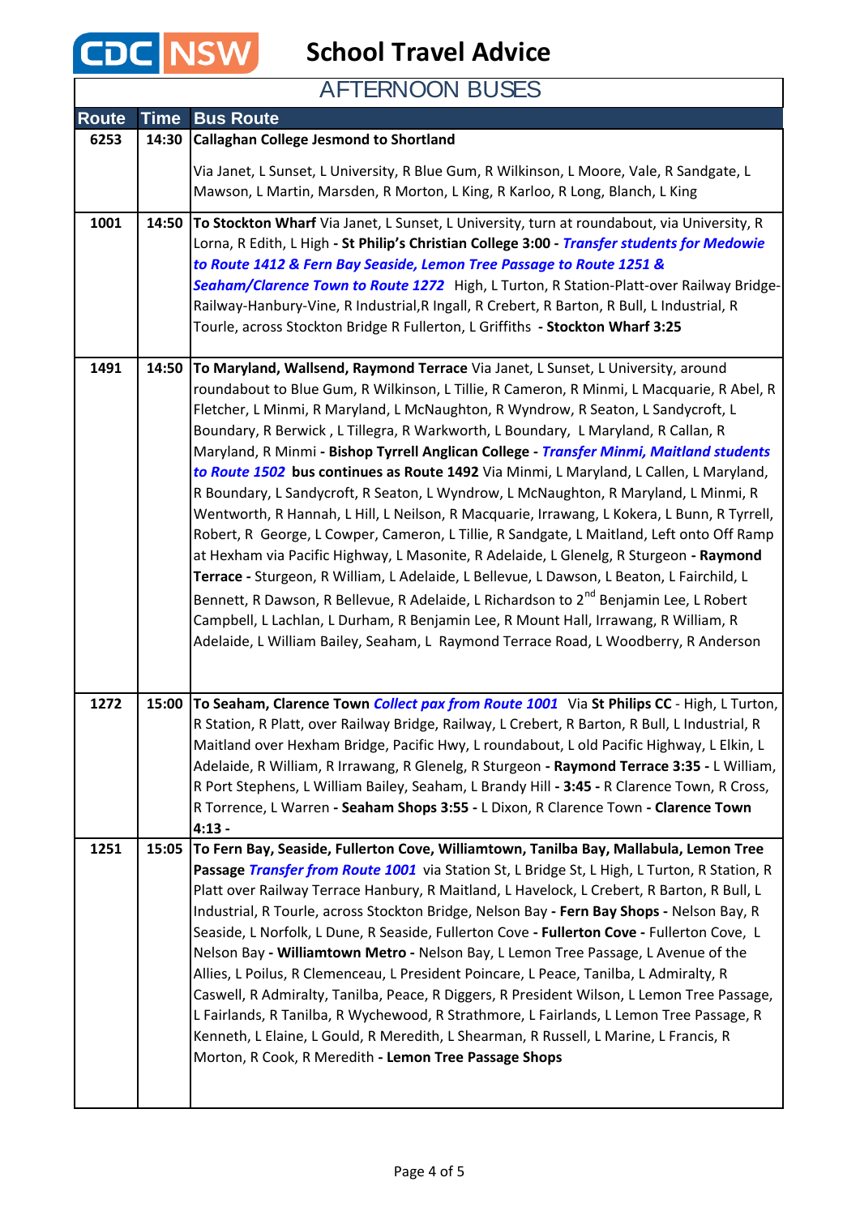# School Travel Advice

## AFTERNOON BUSES

| Route | Time | Bus Route |
|---|---|---|
| 6253 | 14:30 | **Callaghan College Jesmond to Shortland** Via Janet, L Sunset, L University, R Blue Gum, R Wilkinson, L Moore, Vale, R Sandgate, L Mawson, L Martin, Marsden, R Morton, L King, R Karloo, R Long, Blanch, L King |
| 1001 | 14:50 | **To Stockton Wharf** Via Janet, L Sunset, L University, turn at roundabout, via University, R Lorna, R Edith, L High **- St Philip's Christian College 3:00 -** ***Transfer students for Medowie to Route 1412 & Fern Bay Seaside, Lemon Tree Passage to Route 1251 & Seaham/Clarence Town to Route 1272*** High, L Turton, R Station-Platt-over Railway Bridge-Railway-Hanbury-Vine, R Industrial,R Ingall, R Crebert, R Barton, R Bull, L Industrial, R Tourle, across Stockton Bridge R Fullerton, L Griffiths **- Stockton Wharf 3:25** |
| 1491 | 14:50 | **To Maryland, Wallsend, Raymond Terrace** Via Janet, L Sunset, L University, around roundabout to Blue Gum, R Wilkinson, L Tillie, R Cameron, R Minmi, L Macquarie, R Abel, R Fletcher, L Minmi, R Maryland, L McNaughton, R Wyndrow, R Seaton, L Sandycroft, L Boundary, R Berwick , L Tillegra, R Warkworth, L Boundary, L Maryland, R Callan, R Maryland, R Minmi **- Bishop Tyrrell Anglican College -** ***Transfer Minmi, Maitland students to Route 1502*** **bus continues as Route 1492** Via Minmi, L Maryland, L Callen, L Maryland, R Boundary, L Sandycroft, R Seaton, L Wyndrow, L McNaughton, R Maryland, L Minmi, R Wentworth, R Hannah, L Hill, L Neilson, R Macquarie, Irrawang, L Kokera, L Bunn, R Tyrrell, Robert, R George, L Cowper, Cameron, L Tillie, R Sandgate, L Maitland, Left onto Off Ramp at Hexham via Pacific Highway, L Masonite, R Adelaide, L Glenelg, R Sturgeon **- Raymond Terrace -** Sturgeon, R William, L Adelaide, L Bellevue, L Dawson, L Beaton, L Fairchild, L Bennett, R Dawson, R Bellevue, R Adelaide, L Richardson to 2nd Benjamin Lee, L Robert Campbell, L Lachlan, L Durham, R Benjamin Lee, R Mount Hall, Irrawang, R William, R Adelaide, L William Bailey, Seaham, L Raymond Terrace Road, L Woodberry, R Anderson |
| 1272 | 15:00 | **To Seaham, Clarence Town** ***Collect pax from Route 1001*** Via **St Philips CC** - High, L Turton, R Station, R Platt, over Railway Bridge, Railway, L Crebert, R Barton, R Bull, L Industrial, R Maitland over Hexham Bridge, Pacific Hwy, L roundabout, L old Pacific Highway, L Elkin, L Adelaide, R William, R Irrawang, R Glenelg, R Sturgeon **- Raymond Terrace 3:35 -** L William, R Port Stephens, L William Bailey, Seaham, L Brandy Hill **- 3:45 -** R Clarence Town, R Cross, R Torrence, L Warren **- Seaham Shops 3:55 -** L Dixon, R Clarence Town **- Clarence Town 4:13 -** |
| 1251 | 15:05 | **To Fern Bay, Seaside, Fullerton Cove, Williamtown, Tanilba Bay, Mallabula, Lemon Tree Passage** ***Transfer from Route 1001*** via Station St, L Bridge St, L High, L Turton, R Station, R Platt over Railway Terrace Hanbury, R Maitland, L Havelock, L Crebert, R Barton, R Bull, L Industrial, R Tourle, across Stockton Bridge, Nelson Bay **- Fern Bay Shops -** Nelson Bay, R Seaside, L Norfolk, L Dune, R Seaside, Fullerton Cove **- Fullerton Cove -** Fullerton Cove, L Nelson Bay **- Williamtown Metro -** Nelson Bay, L Lemon Tree Passage, L Avenue of the Allies, L Poilus, R Clemenceau, L President Poincare, L Peace, Tanilba, L Admiralty, R Caswell, R Admiralty, Tanilba, Peace, R Diggers, R President Wilson, L Lemon Tree Passage, L Fairlands, R Tanilba, R Wychewood, R Strathmore, L Fairlands, L Lemon Tree Passage, R Kenneth, L Elaine, L Gould, R Meredith, L Shearman, R Russell, L Marine, L Francis, R Morton, R Cook, R Meredith **- Lemon Tree Passage Shops** |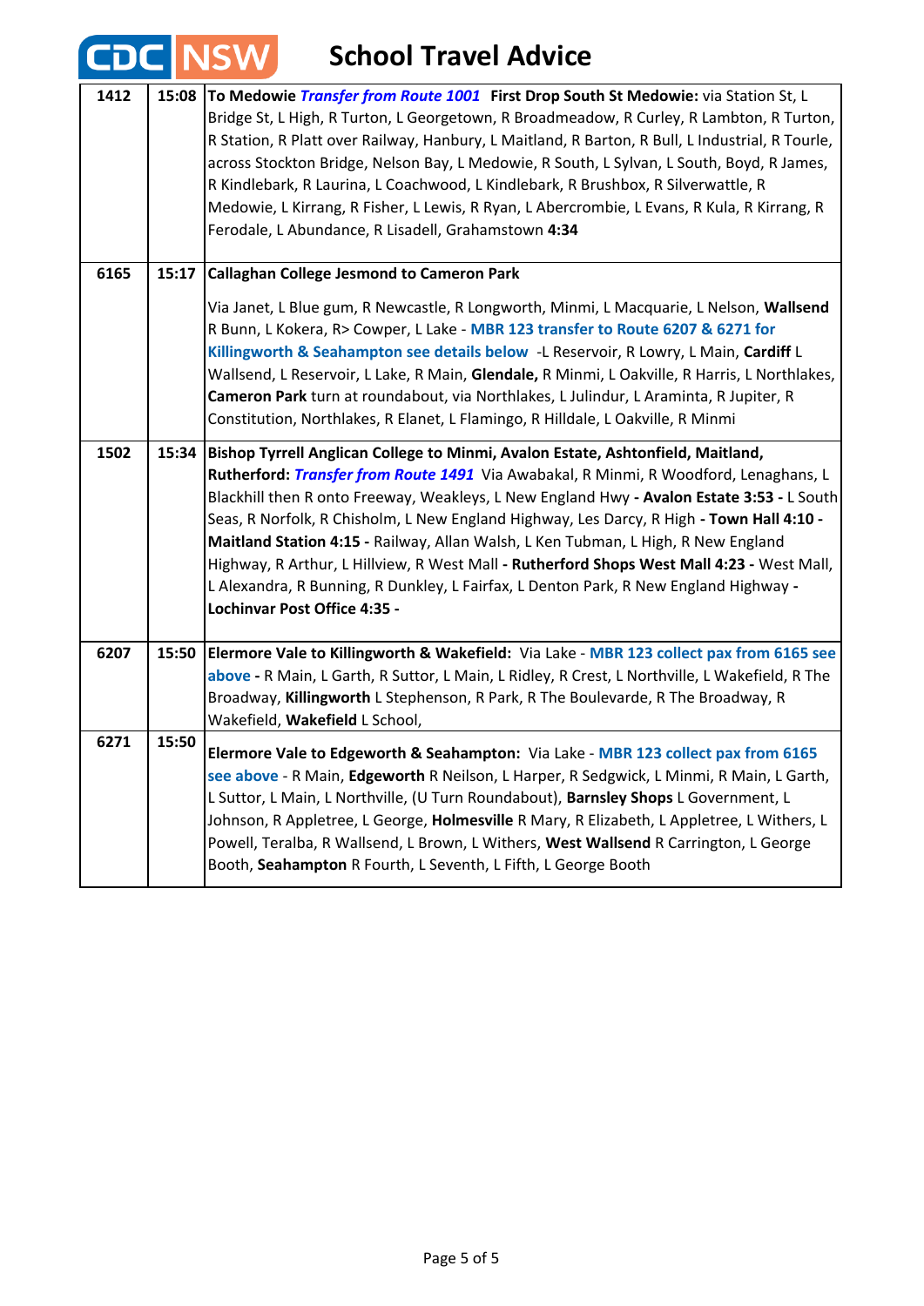# School Travel Advice

| | | |
|---|---|---|
| 1412 | 15:08 | **To Medowie** ***Transfer from Route 1001*** **First Drop South St Medowie:** via Station St, L Bridge St, L High, R Turton, L Georgetown, R Broadmeadow, R Curley, R Lambton, R Turton, R Station, R Platt over Railway, Hanbury, L Maitland, R Barton, R Bull, L Industrial, R Tourle, across Stockton Bridge, Nelson Bay, L Medowie, R South, L Sylvan, L South, Boyd, R James, R Kindlebark, R Laurina, L Coachwood, L Kindlebark, R Brushbox, R Silverwattle, R Medowie, L Kirrang, R Fisher, L Lewis, R Ryan, L Abercrombie, L Evans, R Kula, R Kirrang, R Ferodale, L Abundance, R Lisadell, Grahamstown **4:34** |
| 6165 | 15:17 | **Callaghan College Jesmond to Cameron Park**<br><br>Via Janet, L Blue gum, R Newcastle, R Longworth, Minmi, L Macquarie, L Nelson, **Wallsend** R Bunn, L Kokera, R> Cowper, L Lake - **MBR 123 transfer to Route 6207 & 6271 for Killingworth & Seahampton see details below** -L Reservoir, R Lowry, L Main, **Cardiff** L Wallsend, L Reservoir, L Lake, R Main, **Glendale,** R Minmi, L Oakville, R Harris, L Northlakes, **Cameron Park** turn at roundabout, via Northlakes, L Julindur, L Araminta, R Jupiter, R Constitution, Northlakes, R Elanet, L Flamingo, R Hilldale, L Oakville, R Minmi |
| 1502 | 15:34 | **Bishop Tyrrell Anglican College to Minmi, Avalon Estate, Ashtonfield, Maitland, Rutherford:** ***Transfer from Route 1491*** Via Awabakal, R Minmi, R Woodford, Lenaghans, L Blackhill then R onto Freeway, Weakleys, L New England Hwy **- Avalon Estate 3:53 -** L South Seas, R Norfolk, R Chisholm, L New England Highway, Les Darcy, R High **- Town Hall 4:10 - Maitland Station 4:15 -** Railway, Allan Walsh, L Ken Tubman, L High, R New England Highway, R Arthur, L Hillview, R West Mall **- Rutherford Shops West Mall 4:23 -** West Mall, L Alexandra, R Bunning, R Dunkley, L Fairfax, L Denton Park, R New England Highway **- Lochinvar Post Office 4:35 -** |
| 6207 | 15:50 | **Elermore Vale to Killingworth & Wakefield:** Via Lake - **MBR 123 collect pax from 6165 see above -** R Main, L Garth, R Suttor, L Main, L Ridley, R Crest, L Northville, L Wakefield, R The Broadway, **Killingworth** L Stephenson, R Park, R The Boulevarde, R The Broadway, R Wakefield, **Wakefield** L School, |
| 6271 | 15:50 | **Elermore Vale to Edgeworth & Seahampton:** Via Lake - **MBR 123 collect pax from 6165 see above** - R Main, **Edgeworth** R Neilson, L Harper, R Sedgwick, L Minmi, R Main, L Garth, L Suttor, L Main, L Northville, (U Turn Roundabout), **Barnsley Shops** L Government, L Johnson, R Appletree, L George, **Holmesville** R Mary, R Elizabeth, L Appletree, L Withers, L Powell, Teralba, R Wallsend, L Brown, L Withers, **West Wallsend** R Carrington, L George Booth, **Seahampton** R Fourth, L Seventh, L Fifth, L George Booth |